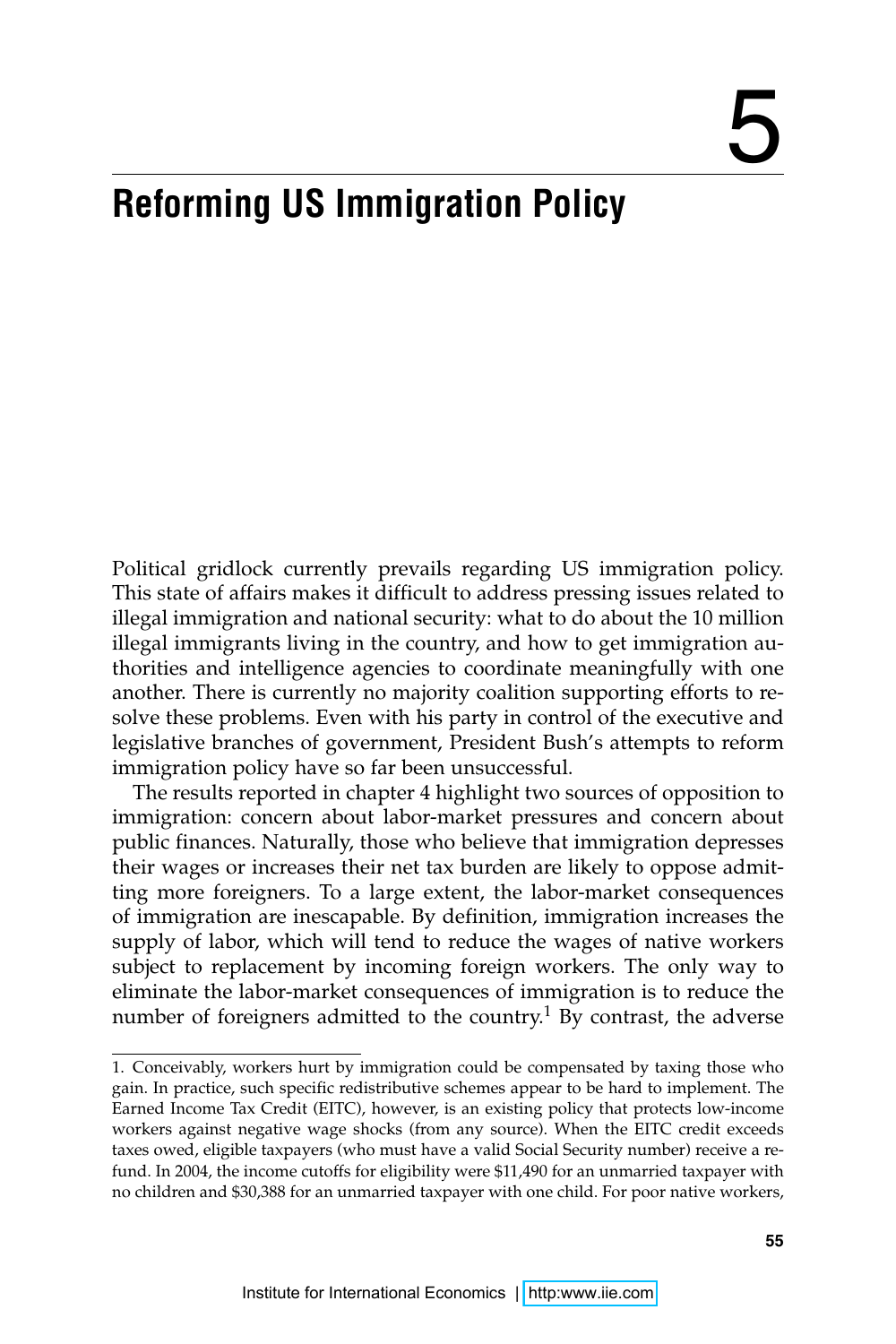# 5

# Reforming US Immigration Policy

Political gridlock currently prevails regarding US immigration policy. This state of affairs makes it difficult to address pressing issues related to illegal immigration and national security: what to do about the 10 million illegal immigrants living in the country, and how to get immigration authorities and intelligence agencies to coordinate meaningfully with one another. There is currently no majority coalition supporting efforts to resolve these problems. Even with his party in control of the executive and legislative branches of government, President Bush's attempts to reform immigration policy have so far been unsuccessful.

The results reported in chapter 4 highlight two sources of opposition to immigration: concern about labor-market pressures and concern about public finances. Naturally, those who believe that immigration depresses their wages or increases their net tax burden are likely to oppose admitting more foreigners. To a large extent, the labor-market consequences of immigration are inescapable. By definition, immigration increases the supply of labor, which will tend to reduce the wages of native workers subject to replacement by incoming foreign workers. The only way to eliminate the labor-market consequences of immigration is to reduce the number of foreigners admitted to the country.[1] By contrast, the adverse

1. Conceivably, workers hurt by immigration could be compensated by taxing those who gain. In practice, such specific redistributive schemes appear to be hard to implement. The Earned Income Tax Credit (EITC), however, is an existing policy that protects low-income workers against negative wage shocks (from any source). When the EITC credit exceeds taxes owed, eligible taxpayers (who must have a valid Social Security number) receive a refund. In 2004, the income cutoffs for eligibility were $11,490 for an unmarried taxpayer with no children and $30,388 for an unmarried taxpayer with one child. For poor native workers,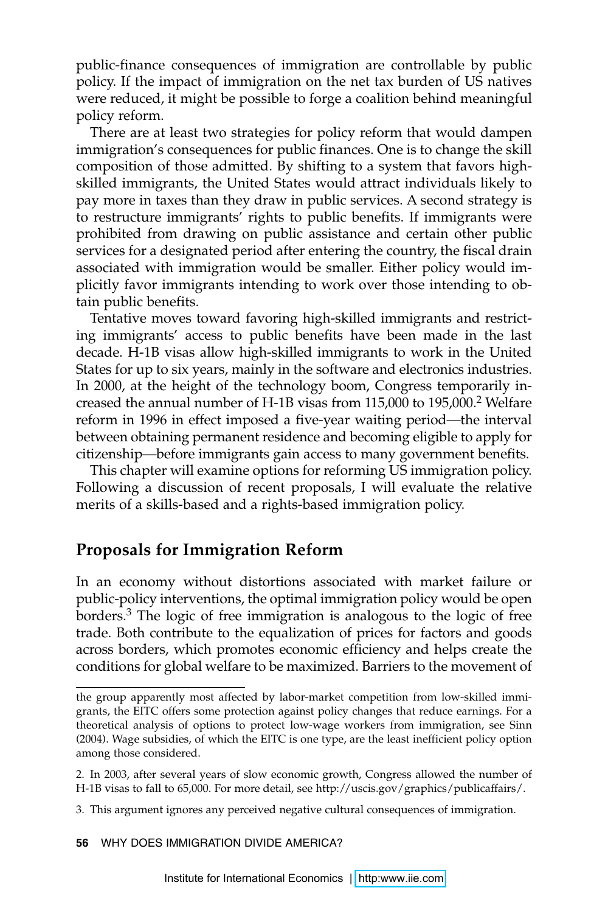public-finance consequences of immigration are controllable by public policy. If the impact of immigration on the net tax burden of US natives were reduced, it might be possible to forge a coalition behind meaningful policy reform.

There are at least two strategies for policy reform that would dampen immigration's consequences for public finances. One is to change the skill composition of those admitted. By shifting to a system that favors high-skilled immigrants, the United States would attract individuals likely to pay more in taxes than they draw in public services. A second strategy is to restructure immigrants' rights to public benefits. If immigrants were prohibited from drawing on public assistance and certain other public services for a designated period after entering the country, the fiscal drain associated with immigration would be smaller. Either policy would implicitly favor immigrants intending to work over those intending to obtain public benefits.

Tentative moves toward favoring high-skilled immigrants and restricting immigrants' access to public benefits have been made in the last decade. H-1B visas allow high-skilled immigrants to work in the United States for up to six years, mainly in the software and electronics industries. In 2000, at the height of the technology boom, Congress temporarily increased the annual number of H-1B visas from 115,000 to 195,000.[2] Welfare reform in 1996 in effect imposed a five-year waiting period—the interval between obtaining permanent residence and becoming eligible to apply for citizenship—before immigrants gain access to many government benefits.

This chapter will examine options for reforming US immigration policy. Following a discussion of recent proposals, I will evaluate the relative merits of a skills-based and a rights-based immigration policy.

## Proposals for Immigration Reform

In an economy without distortions associated with market failure or public-policy interventions, the optimal immigration policy would be open borders.[3] The logic of free immigration is analogous to the logic of free trade. Both contribute to the equalization of prices for factors and goods across borders, which promotes economic efficiency and helps create the conditions for global welfare to be maximized. Barriers to the movement of

---

the group apparently most affected by labor-market competition from low-skilled immigrants, the EITC offers some protection against policy changes that reduce earnings. For a theoretical analysis of options to protect low-wage workers from immigration, see Sinn (2004). Wage subsidies, of which the EITC is one type, are the least inefficient policy option among those considered.

2. In 2003, after several years of slow economic growth, Congress allowed the number of H-1B visas to fall to 65,000. For more detail, see http://uscis.gov/graphics/publicaffairs/.

3. This argument ignores any perceived negative cultural consequences of immigration.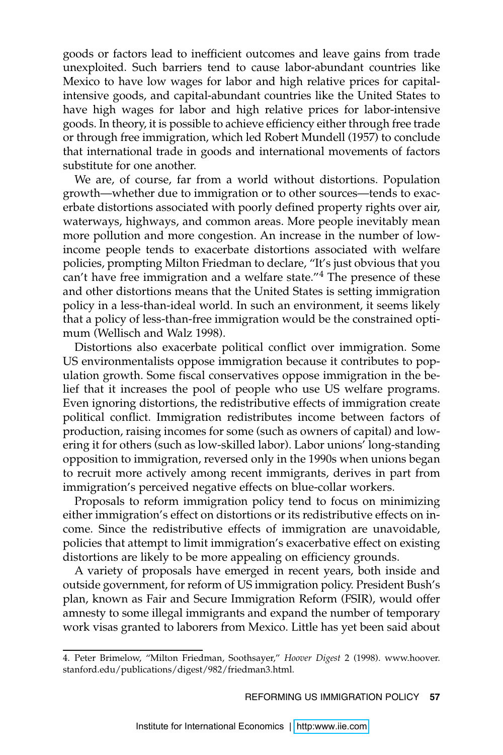goods or factors lead to inefficient outcomes and leave gains from trade unexploited. Such barriers tend to cause labor-abundant countries like Mexico to have low wages for labor and high relative prices for capital-intensive goods, and capital-abundant countries like the United States to have high wages for labor and high relative prices for labor-intensive goods. In theory, it is possible to achieve efficiency either through free trade or through free immigration, which led Robert Mundell (1957) to conclude that international trade in goods and international movements of factors substitute for one another.

We are, of course, far from a world without distortions. Population growth—whether due to immigration or to other sources—tends to exacerbate distortions associated with poorly defined property rights over air, waterways, highways, and common areas. More people inevitably mean more pollution and more congestion. An increase in the number of low-income people tends to exacerbate distortions associated with welfare policies, prompting Milton Friedman to declare, "It's just obvious that you can't have free immigration and a welfare state."[4] The presence of these and other distortions means that the United States is setting immigration policy in a less-than-ideal world. In such an environment, it seems likely that a policy of less-than-free immigration would be the constrained optimum (Wellisch and Walz 1998).

Distortions also exacerbate political conflict over immigration. Some US environmentalists oppose immigration because it contributes to population growth. Some fiscal conservatives oppose immigration in the belief that it increases the pool of people who use US welfare programs. Even ignoring distortions, the redistributive effects of immigration create political conflict. Immigration redistributes income between factors of production, raising incomes for some (such as owners of capital) and lowering it for others (such as low-skilled labor). Labor unions' long-standing opposition to immigration, reversed only in the 1990s when unions began to recruit more actively among recent immigrants, derives in part from immigration's perceived negative effects on blue-collar workers.

Proposals to reform immigration policy tend to focus on minimizing either immigration's effect on distortions or its redistributive effects on income. Since the redistributive effects of immigration are unavoidable, policies that attempt to limit immigration's exacerbative effect on existing distortions are likely to be more appealing on efficiency grounds.

A variety of proposals have emerged in recent years, both inside and outside government, for reform of US immigration policy. President Bush's plan, known as Fair and Secure Immigration Reform (FSIR), would offer amnesty to some illegal immigrants and expand the number of temporary work visas granted to laborers from Mexico. Little has yet been said about

---

4. Peter Brimelow, "Milton Friedman, Soothsayer," *Hoover Digest* 2 (1998). www.hoover.stanford.edu/publications/digest/982/friedman3.html.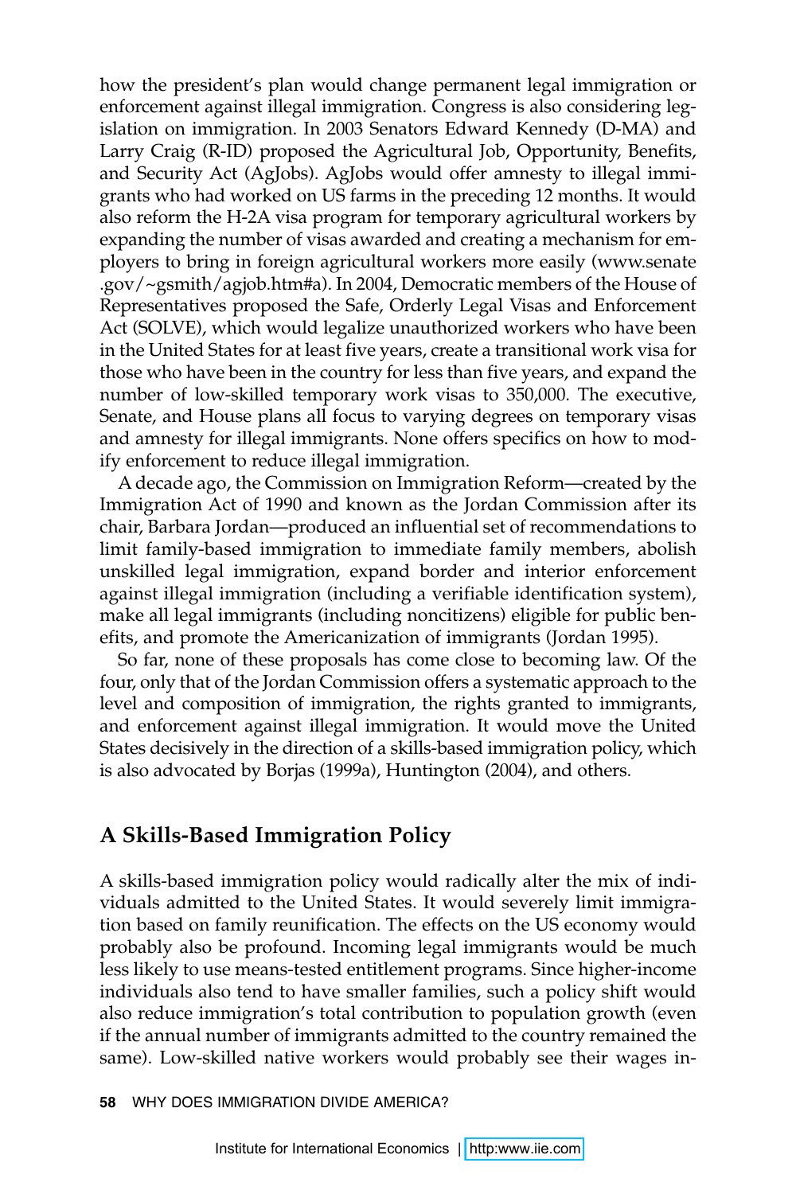how the president's plan would change permanent legal immigration or enforcement against illegal immigration. Congress is also considering legislation on immigration. In 2003 Senators Edward Kennedy (D-MA) and Larry Craig (R-ID) proposed the Agricultural Job, Opportunity, Benefits, and Security Act (AgJobs). AgJobs would offer amnesty to illegal immigrants who had worked on US farms in the preceding 12 months. It would also reform the H-2A visa program for temporary agricultural workers by expanding the number of visas awarded and creating a mechanism for employers to bring in foreign agricultural workers more easily (www.senate.gov/~gsmith/agjob.htm#a). In 2004, Democratic members of the House of Representatives proposed the Safe, Orderly Legal Visas and Enforcement Act (SOLVE), which would legalize unauthorized workers who have been in the United States for at least five years, create a transitional work visa for those who have been in the country for less than five years, and expand the number of low-skilled temporary work visas to 350,000. The executive, Senate, and House plans all focus to varying degrees on temporary visas and amnesty for illegal immigrants. None offers specifics on how to modify enforcement to reduce illegal immigration.

A decade ago, the Commission on Immigration Reform—created by the Immigration Act of 1990 and known as the Jordan Commission after its chair, Barbara Jordan—produced an influential set of recommendations to limit family-based immigration to immediate family members, abolish unskilled legal immigration, expand border and interior enforcement against illegal immigration (including a verifiable identification system), make all legal immigrants (including noncitizens) eligible for public benefits, and promote the Americanization of immigrants (Jordan 1995).

So far, none of these proposals has come close to becoming law. Of the four, only that of the Jordan Commission offers a systematic approach to the level and composition of immigration, the rights granted to immigrants, and enforcement against illegal immigration. It would move the United States decisively in the direction of a skills-based immigration policy, which is also advocated by Borjas (1999a), Huntington (2004), and others.

## A Skills-Based Immigration Policy

A skills-based immigration policy would radically alter the mix of individuals admitted to the United States. It would severely limit immigration based on family reunification. The effects on the US economy would probably also be profound. Incoming legal immigrants would be much less likely to use means-tested entitlement programs. Since higher-income individuals also tend to have smaller families, such a policy shift would also reduce immigration's total contribution to population growth (even if the annual number of immigrants admitted to the country remained the same). Low-skilled native workers would probably see their wages in-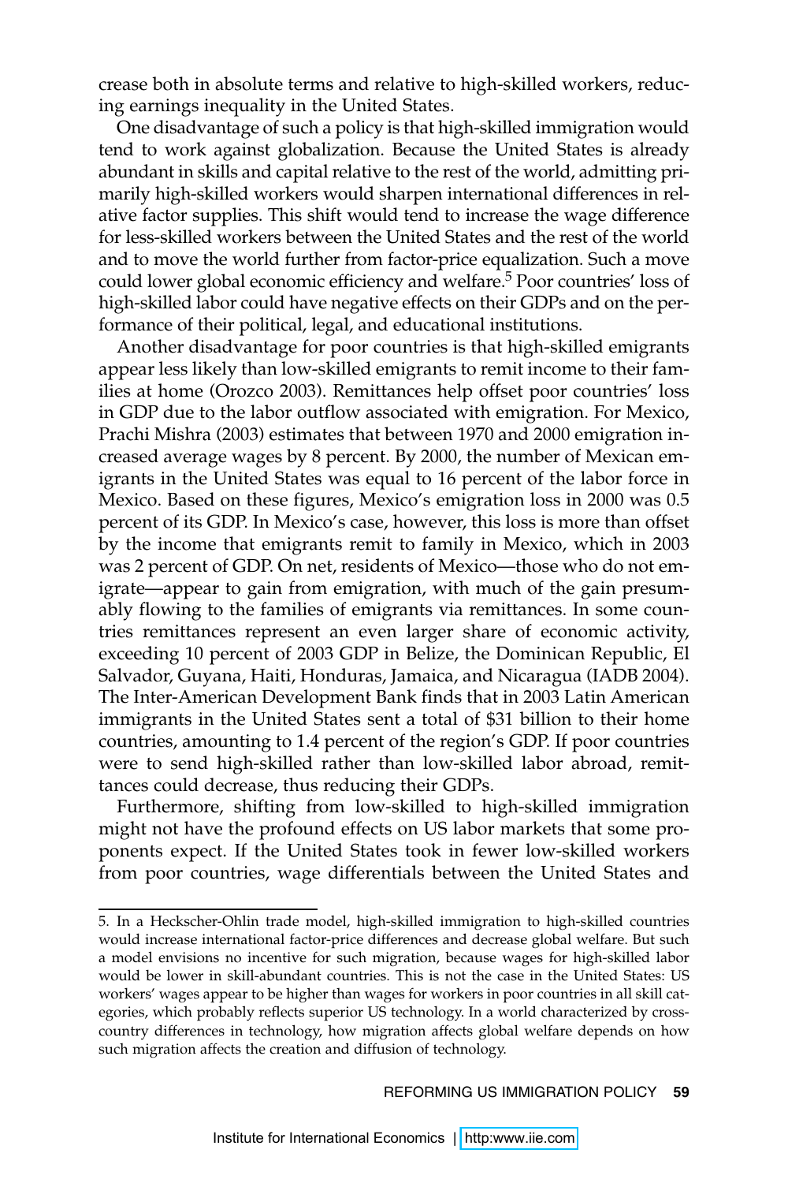crease both in absolute terms and relative to high-skilled workers, reducing earnings inequality in the United States.

One disadvantage of such a policy is that high-skilled immigration would tend to work against globalization. Because the United States is already abundant in skills and capital relative to the rest of the world, admitting primarily high-skilled workers would sharpen international differences in relative factor supplies. This shift would tend to increase the wage difference for less-skilled workers between the United States and the rest of the world and to move the world further from factor-price equalization. Such a move could lower global economic efficiency and welfare.[5] Poor countries' loss of high-skilled labor could have negative effects on their GDPs and on the performance of their political, legal, and educational institutions.

Another disadvantage for poor countries is that high-skilled emigrants appear less likely than low-skilled emigrants to remit income to their families at home (Orozco 2003). Remittances help offset poor countries' loss in GDP due to the labor outflow associated with emigration. For Mexico, Prachi Mishra (2003) estimates that between 1970 and 2000 emigration increased average wages by 8 percent. By 2000, the number of Mexican emigrants in the United States was equal to 16 percent of the labor force in Mexico. Based on these figures, Mexico's emigration loss in 2000 was 0.5 percent of its GDP. In Mexico's case, however, this loss is more than offset by the income that emigrants remit to family in Mexico, which in 2003 was 2 percent of GDP. On net, residents of Mexico—those who do not emigrate—appear to gain from emigration, with much of the gain presumably flowing to the families of emigrants via remittances. In some countries remittances represent an even larger share of economic activity, exceeding 10 percent of 2003 GDP in Belize, the Dominican Republic, El Salvador, Guyana, Haiti, Honduras, Jamaica, and Nicaragua (IADB 2004). The Inter-American Development Bank finds that in 2003 Latin American immigrants in the United States sent a total of $31 billion to their home countries, amounting to 1.4 percent of the region's GDP. If poor countries were to send high-skilled rather than low-skilled labor abroad, remittances could decrease, thus reducing their GDPs.

Furthermore, shifting from low-skilled to high-skilled immigration might not have the profound effects on US labor markets that some proponents expect. If the United States took in fewer low-skilled workers from poor countries, wage differentials between the United States and

---

5. In a Heckscher-Ohlin trade model, high-skilled immigration to high-skilled countries would increase international factor-price differences and decrease global welfare. But such a model envisions no incentive for such migration, because wages for high-skilled labor would be lower in skill-abundant countries. This is not the case in the United States: US workers' wages appear to be higher than wages for workers in poor countries in all skill categories, which probably reflects superior US technology. In a world characterized by cross-country differences in technology, how migration affects global welfare depends on how such migration affects the creation and diffusion of technology.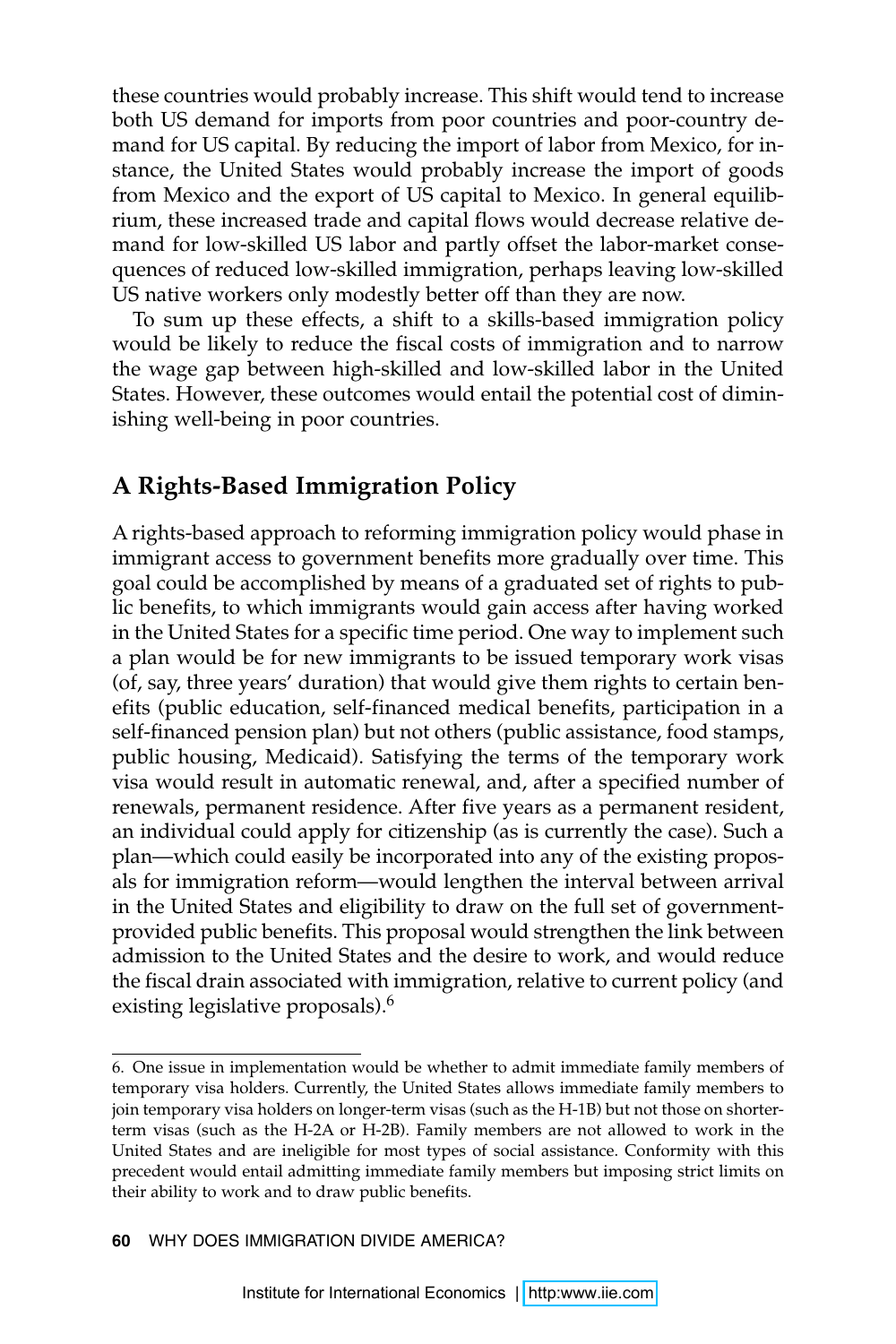these countries would probably increase. This shift would tend to increase both US demand for imports from poor countries and poor-country demand for US capital. By reducing the import of labor from Mexico, for instance, the United States would probably increase the import of goods from Mexico and the export of US capital to Mexico. In general equilibrium, these increased trade and capital flows would decrease relative demand for low-skilled US labor and partly offset the labor-market consequences of reduced low-skilled immigration, perhaps leaving low-skilled US native workers only modestly better off than they are now.

To sum up these effects, a shift to a skills-based immigration policy would be likely to reduce the fiscal costs of immigration and to narrow the wage gap between high-skilled and low-skilled labor in the United States. However, these outcomes would entail the potential cost of diminishing well-being in poor countries.

## A Rights-Based Immigration Policy

A rights-based approach to reforming immigration policy would phase in immigrant access to government benefits more gradually over time. This goal could be accomplished by means of a graduated set of rights to public benefits, to which immigrants would gain access after having worked in the United States for a specific time period. One way to implement such a plan would be for new immigrants to be issued temporary work visas (of, say, three years' duration) that would give them rights to certain benefits (public education, self-financed medical benefits, participation in a self-financed pension plan) but not others (public assistance, food stamps, public housing, Medicaid). Satisfying the terms of the temporary work visa would result in automatic renewal, and, after a specified number of renewals, permanent residence. After five years as a permanent resident, an individual could apply for citizenship (as is currently the case). Such a plan—which could easily be incorporated into any of the existing proposals for immigration reform—would lengthen the interval between arrival in the United States and eligibility to draw on the full set of government-provided public benefits. This proposal would strengthen the link between admission to the United States and the desire to work, and would reduce the fiscal drain associated with immigration, relative to current policy (and existing legislative proposals).[6]

---

6. One issue in implementation would be whether to admit immediate family members of temporary visa holders. Currently, the United States allows immediate family members to join temporary visa holders on longer-term visas (such as the H-1B) but not those on shorter-term visas (such as the H-2A or H-2B). Family members are not allowed to work in the United States and are ineligible for most types of social assistance. Conformity with this precedent would entail admitting immediate family members but imposing strict limits on their ability to work and to draw public benefits.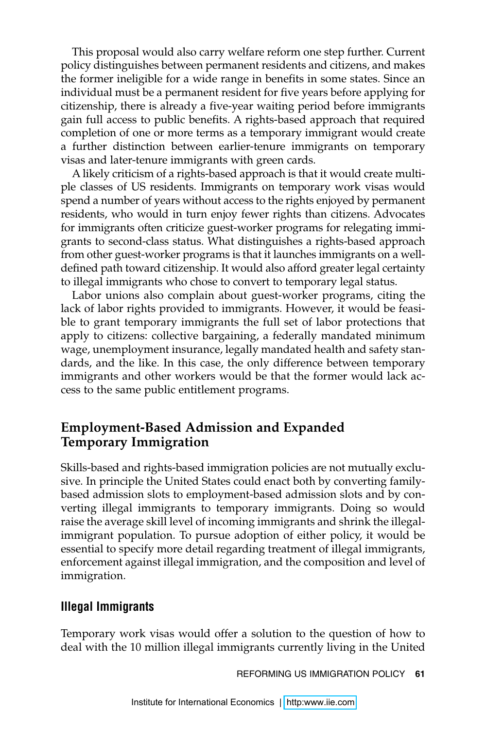This proposal would also carry welfare reform one step further. Current policy distinguishes between permanent residents and citizens, and makes the former ineligible for a wide range in benefits in some states. Since an individual must be a permanent resident for five years before applying for citizenship, there is already a five-year waiting period before immigrants gain full access to public benefits. A rights-based approach that required completion of one or more terms as a temporary immigrant would create a further distinction between earlier-tenure immigrants on temporary visas and later-tenure immigrants with green cards.

A likely criticism of a rights-based approach is that it would create multiple classes of US residents. Immigrants on temporary work visas would spend a number of years without access to the rights enjoyed by permanent residents, who would in turn enjoy fewer rights than citizens. Advocates for immigrants often criticize guest-worker programs for relegating immigrants to second-class status. What distinguishes a rights-based approach from other guest-worker programs is that it launches immigrants on a well-defined path toward citizenship. It would also afford greater legal certainty to illegal immigrants who chose to convert to temporary legal status.

Labor unions also complain about guest-worker programs, citing the lack of labor rights provided to immigrants. However, it would be feasible to grant temporary immigrants the full set of labor protections that apply to citizens: collective bargaining, a federally mandated minimum wage, unemployment insurance, legally mandated health and safety standards, and the like. In this case, the only difference between temporary immigrants and other workers would be that the former would lack access to the same public entitlement programs.

## Employment-Based Admission and Expanded Temporary Immigration

Skills-based and rights-based immigration policies are not mutually exclusive. In principle the United States could enact both by converting family-based admission slots to employment-based admission slots and by converting illegal immigrants to temporary immigrants. Doing so would raise the average skill level of incoming immigrants and shrink the illegal-immigrant population. To pursue adoption of either policy, it would be essential to specify more detail regarding treatment of illegal immigrants, enforcement against illegal immigration, and the composition and level of immigration.

### Illegal Immigrants

Temporary work visas would offer a solution to the question of how to deal with the 10 million illegal immigrants currently living in the United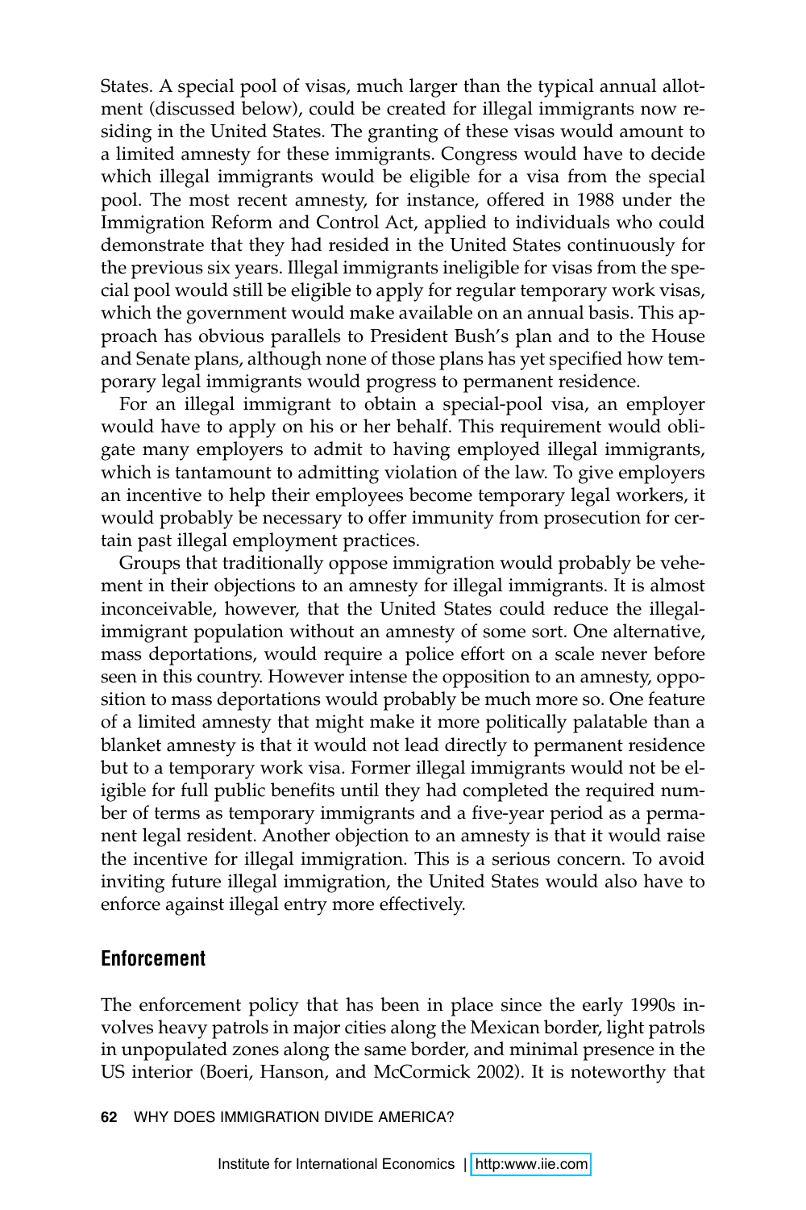States. A special pool of visas, much larger than the typical annual allotment (discussed below), could be created for illegal immigrants now residing in the United States. The granting of these visas would amount to a limited amnesty for these immigrants. Congress would have to decide which illegal immigrants would be eligible for a visa from the special pool. The most recent amnesty, for instance, offered in 1988 under the Immigration Reform and Control Act, applied to individuals who could demonstrate that they had resided in the United States continuously for the previous six years. Illegal immigrants ineligible for visas from the special pool would still be eligible to apply for regular temporary work visas, which the government would make available on an annual basis. This approach has obvious parallels to President Bush's plan and to the House and Senate plans, although none of those plans has yet specified how temporary legal immigrants would progress to permanent residence.

For an illegal immigrant to obtain a special-pool visa, an employer would have to apply on his or her behalf. This requirement would obligate many employers to admit to having employed illegal immigrants, which is tantamount to admitting violation of the law. To give employers an incentive to help their employees become temporary legal workers, it would probably be necessary to offer immunity from prosecution for certain past illegal employment practices.

Groups that traditionally oppose immigration would probably be vehement in their objections to an amnesty for illegal immigrants. It is almost inconceivable, however, that the United States could reduce the illegal-immigrant population without an amnesty of some sort. One alternative, mass deportations, would require a police effort on a scale never before seen in this country. However intense the opposition to an amnesty, opposition to mass deportations would probably be much more so. One feature of a limited amnesty that might make it more politically palatable than a blanket amnesty is that it would not lead directly to permanent residence but to a temporary work visa. Former illegal immigrants would not be eligible for full public benefits until they had completed the required number of terms as temporary immigrants and a five-year period as a permanent legal resident. Another objection to an amnesty is that it would raise the incentive for illegal immigration. This is a serious concern. To avoid inviting future illegal immigration, the United States would also have to enforce against illegal entry more effectively.

## Enforcement

The enforcement policy that has been in place since the early 1990s involves heavy patrols in major cities along the Mexican border, light patrols in unpopulated zones along the same border, and minimal presence in the US interior (Boeri, Hanson, and McCormick 2002). It is noteworthy that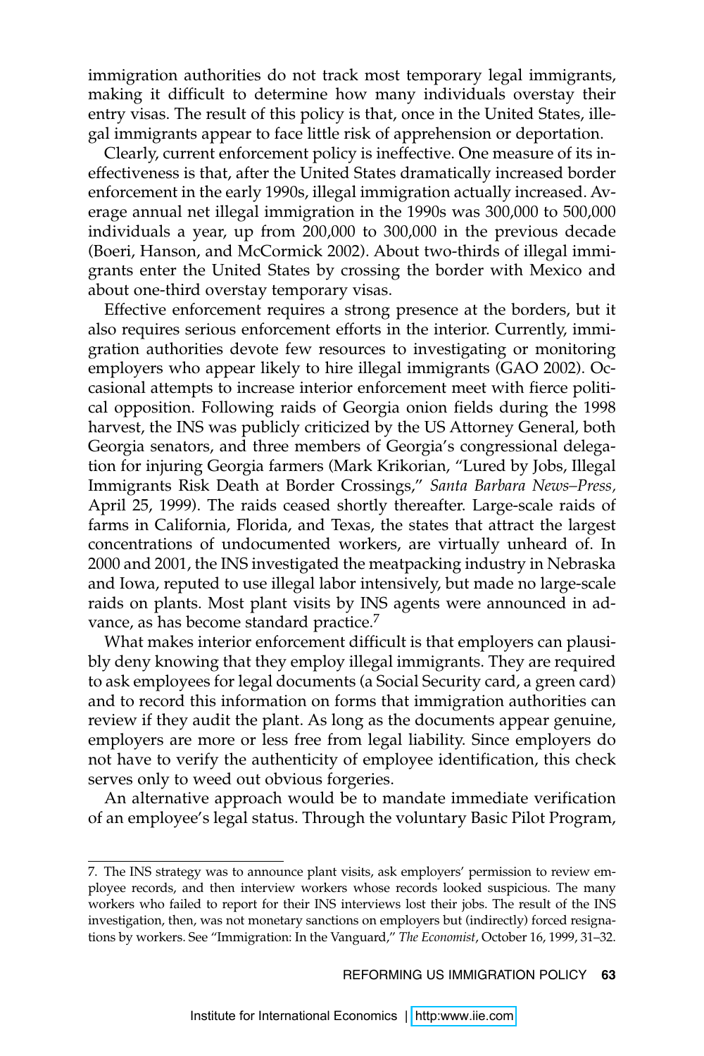immigration authorities do not track most temporary legal immigrants, making it difficult to determine how many individuals overstay their entry visas. The result of this policy is that, once in the United States, illegal immigrants appear to face little risk of apprehension or deportation.

Clearly, current enforcement policy is ineffective. One measure of its ineffectiveness is that, after the United States dramatically increased border enforcement in the early 1990s, illegal immigration actually increased. Average annual net illegal immigration in the 1990s was 300,000 to 500,000 individuals a year, up from 200,000 to 300,000 in the previous decade (Boeri, Hanson, and McCormick 2002). About two-thirds of illegal immigrants enter the United States by crossing the border with Mexico and about one-third overstay temporary visas.

Effective enforcement requires a strong presence at the borders, but it also requires serious enforcement efforts in the interior. Currently, immigration authorities devote few resources to investigating or monitoring employers who appear likely to hire illegal immigrants (GAO 2002). Occasional attempts to increase interior enforcement meet with fierce political opposition. Following raids of Georgia onion fields during the 1998 harvest, the INS was publicly criticized by the US Attorney General, both Georgia senators, and three members of Georgia's congressional delegation for injuring Georgia farmers (Mark Krikorian, "Lured by Jobs, Illegal Immigrants Risk Death at Border Crossings," *Santa Barbara News–Press,* April 25, 1999). The raids ceased shortly thereafter. Large-scale raids of farms in California, Florida, and Texas, the states that attract the largest concentrations of undocumented workers, are virtually unheard of. In 2000 and 2001, the INS investigated the meatpacking industry in Nebraska and Iowa, reputed to use illegal labor intensively, but made no large-scale raids on plants. Most plant visits by INS agents were announced in advance, as has become standard practice.[7]

What makes interior enforcement difficult is that employers can plausibly deny knowing that they employ illegal immigrants. They are required to ask employees for legal documents (a Social Security card, a green card) and to record this information on forms that immigration authorities can review if they audit the plant. As long as the documents appear genuine, employers are more or less free from legal liability. Since employers do not have to verify the authenticity of employee identification, this check serves only to weed out obvious forgeries.

An alternative approach would be to mandate immediate verification of an employee's legal status. Through the voluntary Basic Pilot Program,

7. The INS strategy was to announce plant visits, ask employers' permission to review employee records, and then interview workers whose records looked suspicious. The many workers who failed to report for their INS interviews lost their jobs. The result of the INS investigation, then, was not monetary sanctions on employers but (indirectly) forced resignations by workers. See "Immigration: In the Vanguard," *The Economist*, October 16, 1999, 31–32.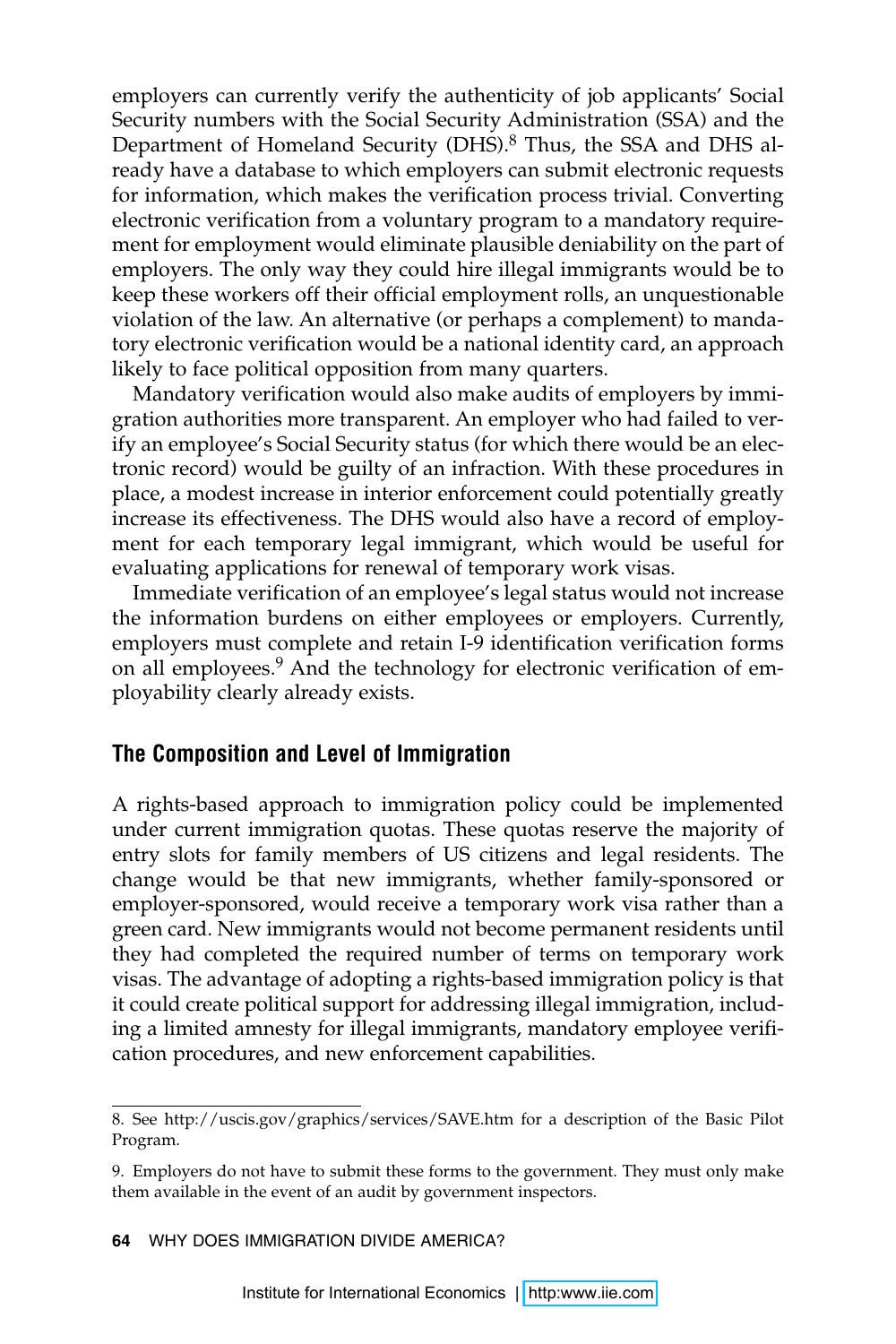employers can currently verify the authenticity of job applicants' Social Security numbers with the Social Security Administration (SSA) and the Department of Homeland Security (DHS).[8] Thus, the SSA and DHS already have a database to which employers can submit electronic requests for information, which makes the verification process trivial. Converting electronic verification from a voluntary program to a mandatory requirement for employment would eliminate plausible deniability on the part of employers. The only way they could hire illegal immigrants would be to keep these workers off their official employment rolls, an unquestionable violation of the law. An alternative (or perhaps a complement) to mandatory electronic verification would be a national identity card, an approach likely to face political opposition from many quarters.

Mandatory verification would also make audits of employers by immigration authorities more transparent. An employer who had failed to verify an employee's Social Security status (for which there would be an electronic record) would be guilty of an infraction. With these procedures in place, a modest increase in interior enforcement could potentially greatly increase its effectiveness. The DHS would also have a record of employment for each temporary legal immigrant, which would be useful for evaluating applications for renewal of temporary work visas.

Immediate verification of an employee's legal status would not increase the information burdens on either employees or employers. Currently, employers must complete and retain I-9 identification verification forms on all employees.[9] And the technology for electronic verification of employability clearly already exists.

## The Composition and Level of Immigration

A rights-based approach to immigration policy could be implemented under current immigration quotas. These quotas reserve the majority of entry slots for family members of US citizens and legal residents. The change would be that new immigrants, whether family-sponsored or employer-sponsored, would receive a temporary work visa rather than a green card. New immigrants would not become permanent residents until they had completed the required number of terms on temporary work visas. The advantage of adopting a rights-based immigration policy is that it could create political support for addressing illegal immigration, including a limited amnesty for illegal immigrants, mandatory employee verification procedures, and new enforcement capabilities.

---

8. See http://uscis.gov/graphics/services/SAVE.htm for a description of the Basic Pilot Program.

9. Employers do not have to submit these forms to the government. They must only make them available in the event of an audit by government inspectors.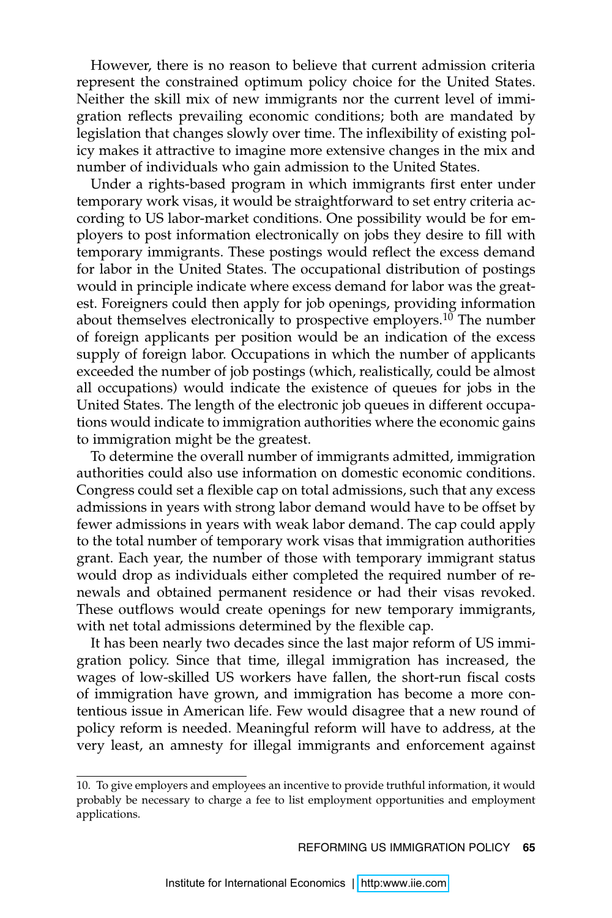However, there is no reason to believe that current admission criteria represent the constrained optimum policy choice for the United States. Neither the skill mix of new immigrants nor the current level of immigration reflects prevailing economic conditions; both are mandated by legislation that changes slowly over time. The inflexibility of existing policy makes it attractive to imagine more extensive changes in the mix and number of individuals who gain admission to the United States.

Under a rights-based program in which immigrants first enter under temporary work visas, it would be straightforward to set entry criteria according to US labor-market conditions. One possibility would be for employers to post information electronically on jobs they desire to fill with temporary immigrants. These postings would reflect the excess demand for labor in the United States. The occupational distribution of postings would in principle indicate where excess demand for labor was the greatest. Foreigners could then apply for job openings, providing information about themselves electronically to prospective employers.[10] The number of foreign applicants per position would be an indication of the excess supply of foreign labor. Occupations in which the number of applicants exceeded the number of job postings (which, realistically, could be almost all occupations) would indicate the existence of queues for jobs in the United States. The length of the electronic job queues in different occupations would indicate to immigration authorities where the economic gains to immigration might be the greatest.

To determine the overall number of immigrants admitted, immigration authorities could also use information on domestic economic conditions. Congress could set a flexible cap on total admissions, such that any excess admissions in years with strong labor demand would have to be offset by fewer admissions in years with weak labor demand. The cap could apply to the total number of temporary work visas that immigration authorities grant. Each year, the number of those with temporary immigrant status would drop as individuals either completed the required number of renewals and obtained permanent residence or had their visas revoked. These outflows would create openings for new temporary immigrants, with net total admissions determined by the flexible cap.

It has been nearly two decades since the last major reform of US immigration policy. Since that time, illegal immigration has increased, the wages of low-skilled US workers have fallen, the short-run fiscal costs of immigration have grown, and immigration has become a more contentious issue in American life. Few would disagree that a new round of policy reform is needed. Meaningful reform will have to address, at the very least, an amnesty for illegal immigrants and enforcement against

10. To give employers and employees an incentive to provide truthful information, it would probably be necessary to charge a fee to list employment opportunities and employment applications.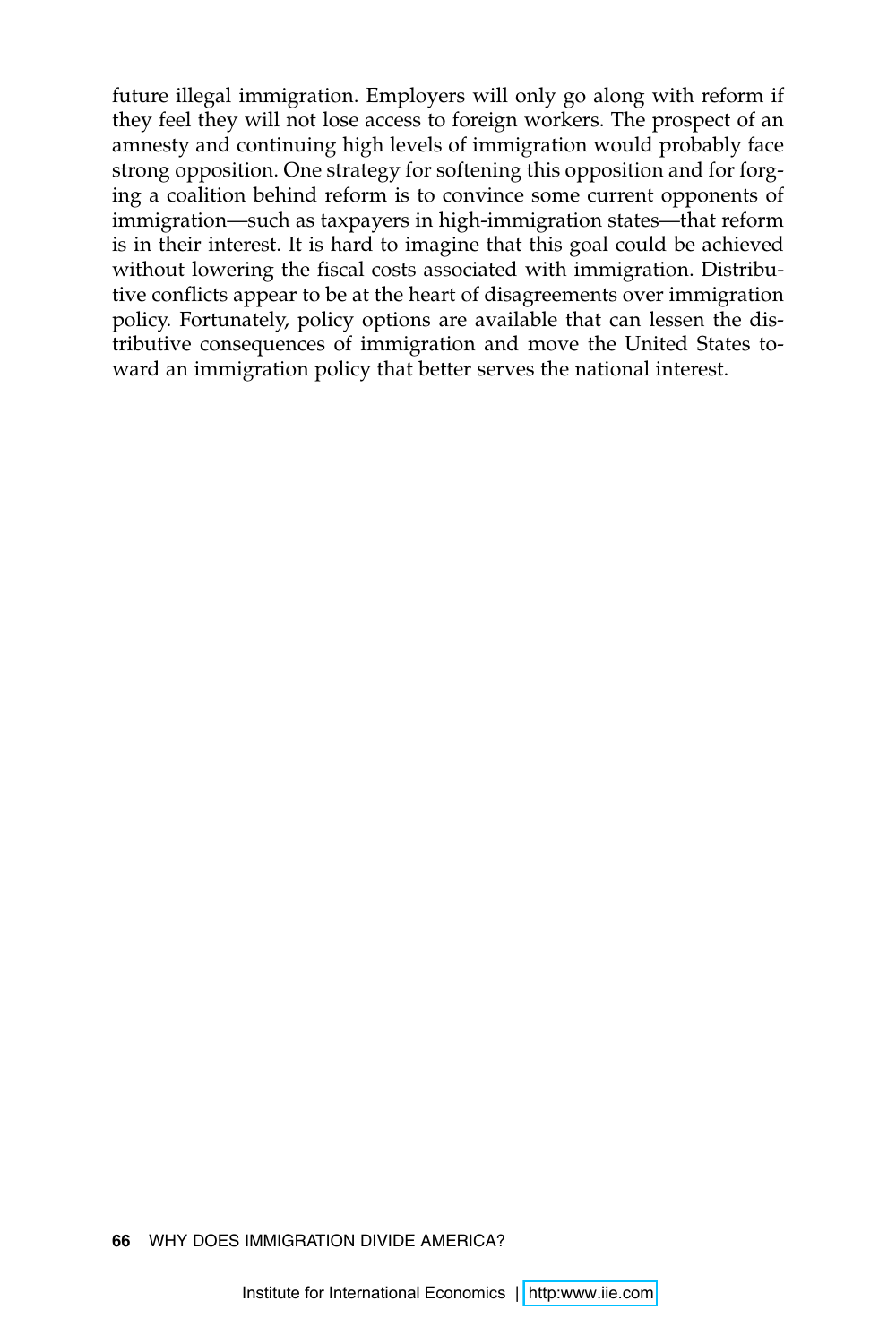future illegal immigration. Employers will only go along with reform if they feel they will not lose access to foreign workers. The prospect of an amnesty and continuing high levels of immigration would probably face strong opposition. One strategy for softening this opposition and for forging a coalition behind reform is to convince some current opponents of immigration—such as taxpayers in high-immigration states—that reform is in their interest. It is hard to imagine that this goal could be achieved without lowering the fiscal costs associated with immigration. Distributive conflicts appear to be at the heart of disagreements over immigration policy. Fortunately, policy options are available that can lessen the distributive consequences of immigration and move the United States toward an immigration policy that better serves the national interest.